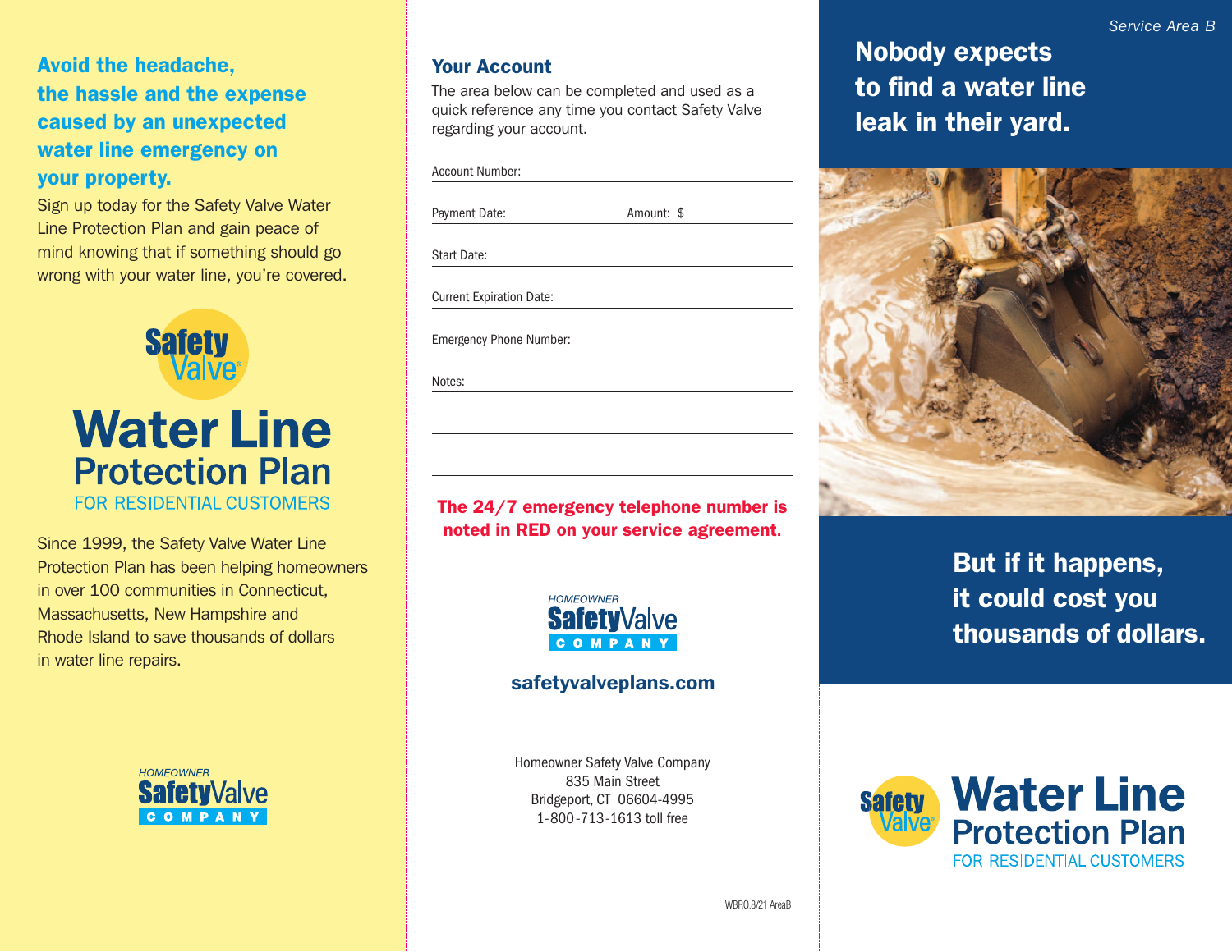## Avoid the headache, the hassle and the expense caused by an unexpected water line emergency on your property.

Sign up today for the Safety Valve Water Line Protection Plan and gain peace of mind knowing that if something should go wrong with your water line, you're covered.

Safety Valve®

# Water Line Protection Plan

FOR RESIDENTIAL CUSTOMERS

Since 1999, the Safety Valve Water Line Protection Plan has been helping homeowners in over 100 communities in Connecticut, Massachusetts, New Hampshire and Rhode Island to save thousands of dollars in water line repairs.

HOMEOWNER SafetyValve COMPANY

## Your Account

The area below can be completed and used as a quick reference any time you contact Safety Valve regarding your account.

Account Number: \_\_\_\_\_\_\_\_\_\_\_\_\_\_\_\_\_\_\_\_\_\_\_\_

Payment Date: \_\_\_\_\_\_\_\_\_\_\_\_ Amount: $ \_\_\_\_\_\_\_\_\_\_\_\_

Start Date: \_\_\_\_\_\_\_\_\_\_\_\_\_\_\_\_\_\_\_\_\_\_\_\_

Current Expiration Date: \_\_\_\_\_\_\_\_\_\_\_\_\_\_\_\_\_\_\_\_\_\_\_\_

Emergency Phone Number: \_\_\_\_\_\_\_\_\_\_\_\_\_\_\_\_\_\_\_\_\_\_\_\_

Notes: \_\_\_\_\_\_\_\_\_\_\_\_\_\_\_\_\_\_\_\_\_\_\_\_

**The 24/7 emergency telephone number is noted in RED on your service agreement.**

HOMEOWNER SafetyValve COMPANY

**safetyvalveplans.com**

Homeowner Safety Valve Company
835 Main Street
Bridgeport, CT 06604-4995
1-800-713-1613 toll free

WBRO.8/21 AreaB

*Service Area B*

## Nobody expects to find a water line leak in their yard.

## But if it happens, it could cost you thousands of dollars.

Safety Valve®

# Water Line Protection Plan

FOR RESIDENTIAL CUSTOMERS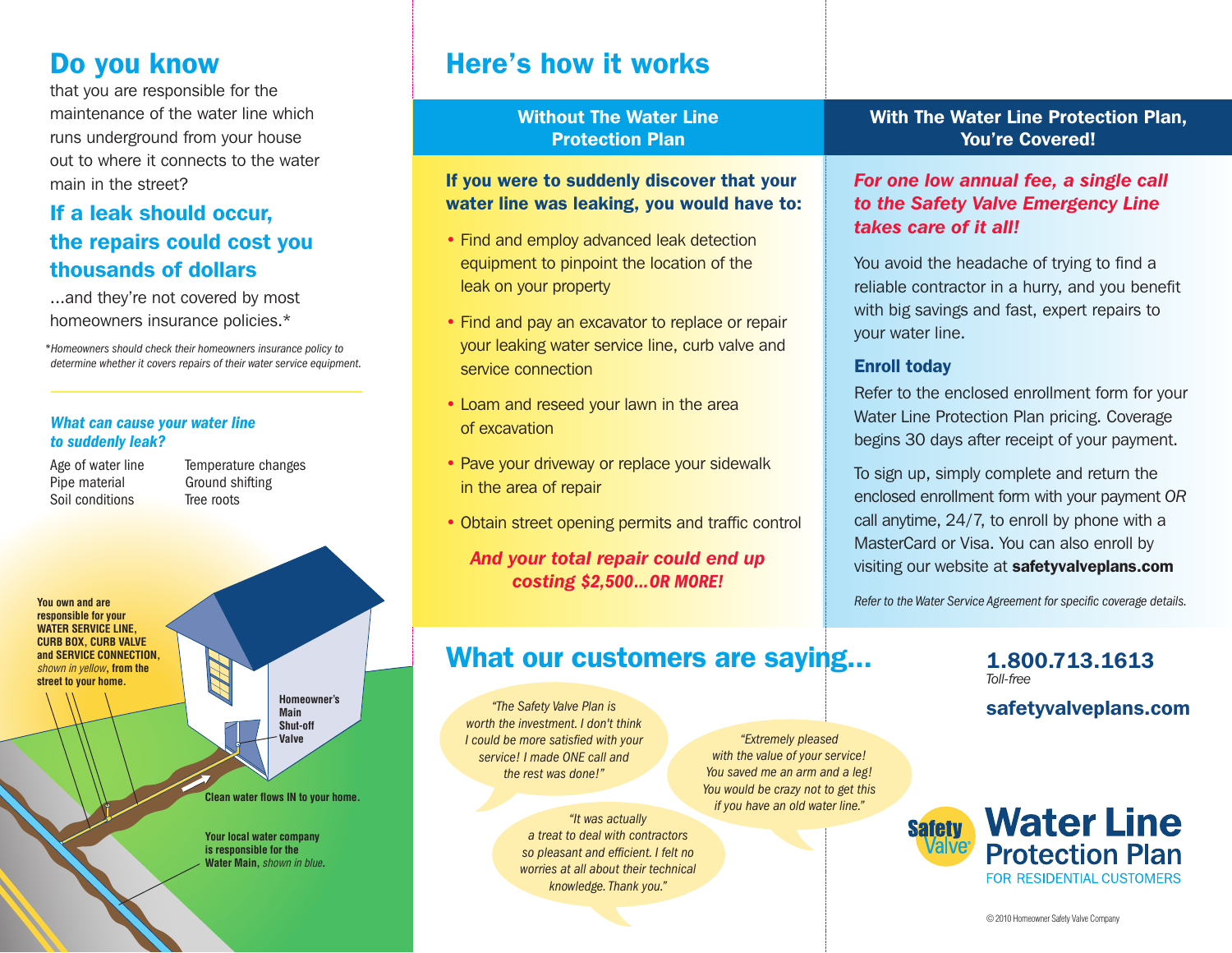# Do you know

that you are responsible for the maintenance of the water line which runs underground from your house out to where it connects to the water main in the street?

## If a leak should occur, the repairs could cost you thousands of dollars

...and they're not covered by most homeowners insurance policies.*

*Homeowners should check their homeowners insurance policy to determine whether it covers repairs of their water service equipment.*

### *What can cause your water line to suddenly leak?*

- Age of water line
- Pipe material
- Soil conditions
- Temperature changes
- Ground shifting
- Tree roots

**You own and are responsible for your WATER SERVICE LINE, CURB BOX, CURB VALVE and SERVICE CONNECTION,** *shown in yellow*, **from the street to your home.**

**Homeowner's Main Shut-off Valve**

**Clean water flows IN to your home.**

**Your local water company is responsible for the Water Main,** *shown in blue.*

# Here's how it works

## Without The Water Line Protection Plan

**If you were to suddenly discover that your water line was leaking, you would have to:**

- Find and employ advanced leak detection equipment to pinpoint the location of the leak on your property
- Find and pay an excavator to replace or repair your leaking water service line, curb valve and service connection
- Loam and reseed your lawn in the area of excavation
- Pave your driveway or replace your sidewalk in the area of repair
- Obtain street opening permits and traffic control

***And your total repair could end up costing $2,500...OR MORE!***

## With The Water Line Protection Plan, You're Covered!

***For one low annual fee, a single call to the Safety Valve Emergency Line takes care of it all!***

You avoid the headache of trying to find a reliable contractor in a hurry, and you benefit with big savings and fast, expert repairs to your water line.

### Enroll today

Refer to the enclosed enrollment form for your Water Line Protection Plan pricing. Coverage begins 30 days after receipt of your payment.

To sign up, simply complete and return the enclosed enrollment form with your payment *OR* call anytime, 24/7, to enroll by phone with a MasterCard or Visa. You can also enroll by visiting our website at **safetyvalveplans.com**

*Refer to the Water Service Agreement for specific coverage details.*

# What our customers are saying...

*"The Safety Valve Plan is worth the investment. I don't think I could be more satisfied with your service! I made ONE call and the rest was done!"*

*"Extremely pleased with the value of your service! You saved me an arm and a leg! You would be crazy not to get this if you have an old water line."*

*"It was actually a treat to deal with contractors so pleasant and efficient. I felt no worries at all about their technical knowledge. Thank you."*

**1.800.713.1613**
*Toll-free*

**safetyvalveplans.com**

Safety Valve®
**Water Line Protection Plan**
FOR RESIDENTIAL CUSTOMERS

© 2010 Homeowner Safety Valve Company